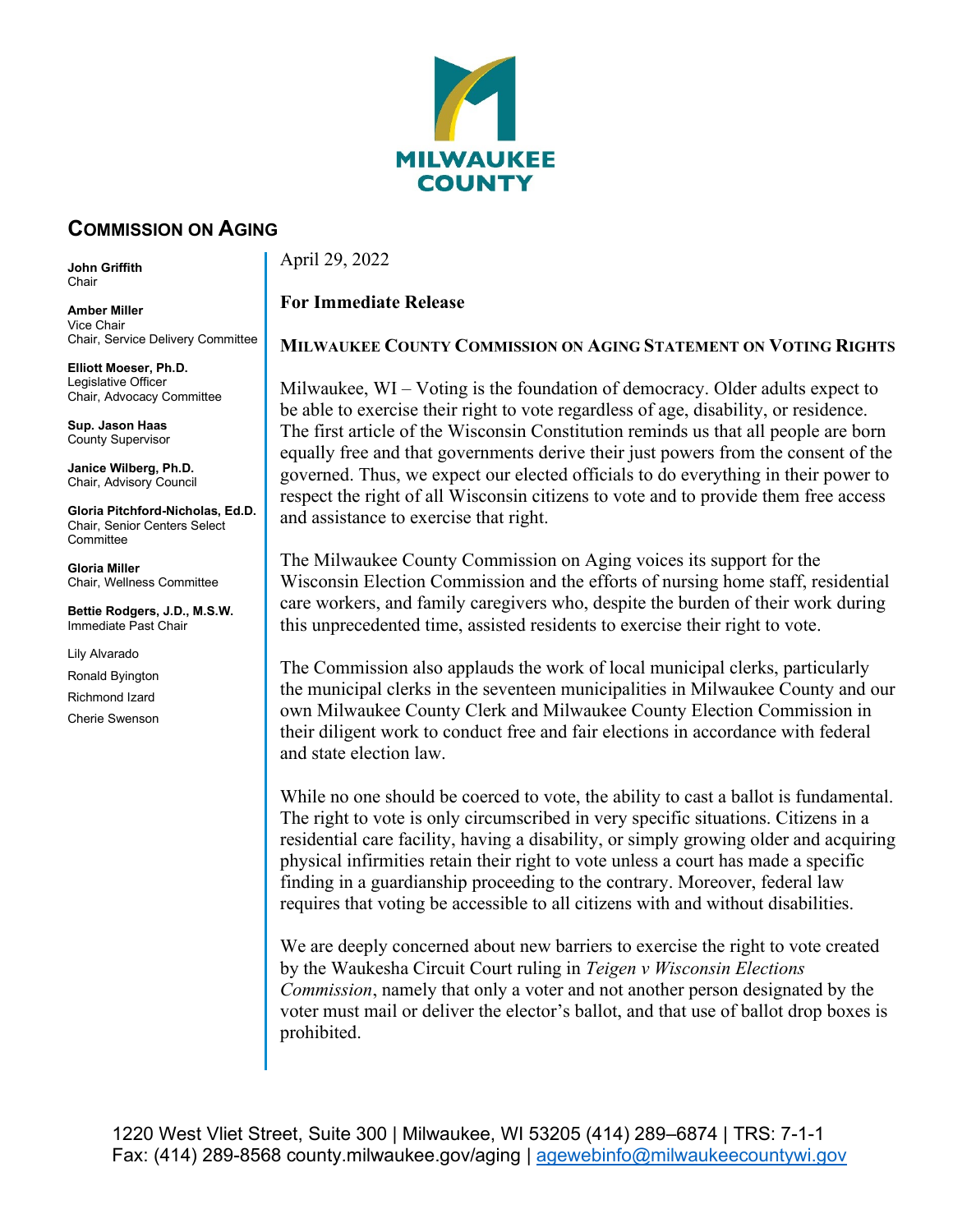MILWAUKEE COUNTY

## COMMISSION ON AGING

**John Griffith**
Chair

**Amber Miller**
Vice Chair
Chair, Service Delivery Committee

**Elliott Moeser, Ph.D.**
Legislative Officer
Chair, Advocacy Committee

**Sup. Jason Haas**
County Supervisor

**Janice Wilberg, Ph.D.**
Chair, Advisory Council

**Gloria Pitchford-Nicholas, Ed.D.**
Chair, Senior Centers Select Committee

**Gloria Miller**
Chair, Wellness Committee

**Bettie Rodgers, J.D., M.S.W.**
Immediate Past Chair

Lily Alvarado
Ronald Byington
Richmond Izard
Cherie Swenson

April 29, 2022

**For Immediate Release**

**MILWAUKEE COUNTY COMMISSION ON AGING STATEMENT ON VOTING RIGHTS**

Milwaukee, WI – Voting is the foundation of democracy. Older adults expect to be able to exercise their right to vote regardless of age, disability, or residence. The first article of the Wisconsin Constitution reminds us that all people are born equally free and that governments derive their just powers from the consent of the governed. Thus, we expect our elected officials to do everything in their power to respect the right of all Wisconsin citizens to vote and to provide them free access and assistance to exercise that right.

The Milwaukee County Commission on Aging voices its support for the Wisconsin Election Commission and the efforts of nursing home staff, residential care workers, and family caregivers who, despite the burden of their work during this unprecedented time, assisted residents to exercise their right to vote.

The Commission also applauds the work of local municipal clerks, particularly the municipal clerks in the seventeen municipalities in Milwaukee County and our own Milwaukee County Clerk and Milwaukee County Election Commission in their diligent work to conduct free and fair elections in accordance with federal and state election law.

While no one should be coerced to vote, the ability to cast a ballot is fundamental. The right to vote is only circumscribed in very specific situations. Citizens in a residential care facility, having a disability, or simply growing older and acquiring physical infirmities retain their right to vote unless a court has made a specific finding in a guardianship proceeding to the contrary. Moreover, federal law requires that voting be accessible to all citizens with and without disabilities.

We are deeply concerned about new barriers to exercise the right to vote created by the Waukesha Circuit Court ruling in *Teigen v Wisconsin Elections Commission*, namely that only a voter and not another person designated by the voter must mail or deliver the elector's ballot, and that use of ballot drop boxes is prohibited.

1220 West Vliet Street, Suite 300 | Milwaukee, WI 53205 (414) 289–6874 | TRS: 7-1-1
Fax: (414) 289-8568 county.milwaukee.gov/aging | agewebinfo@milwaukeecountywi.gov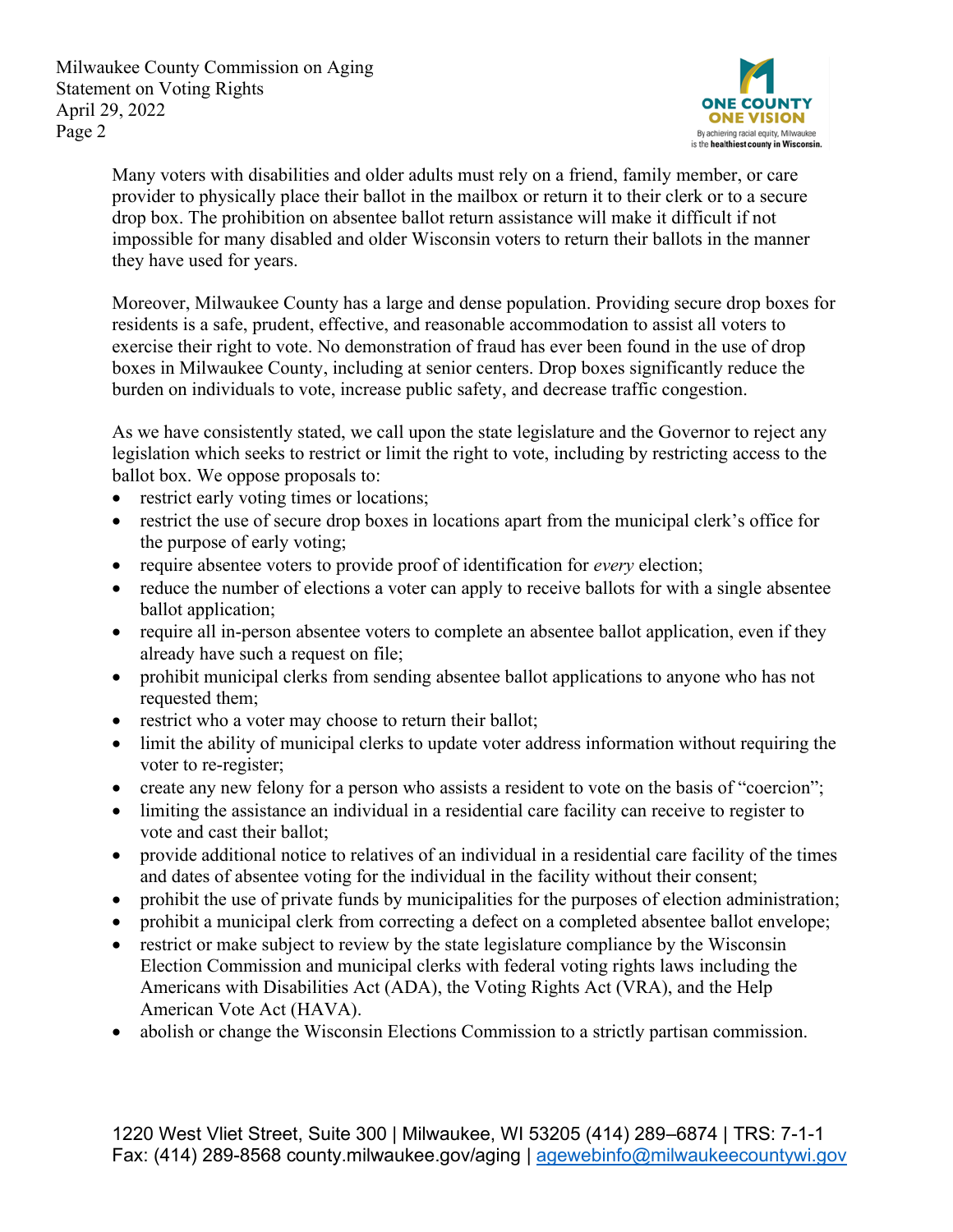Many voters with disabilities and older adults must rely on a friend, family member, or care provider to physically place their ballot in the mailbox or return it to their clerk or to a secure drop box. The prohibition on absentee ballot return assistance will make it difficult if not impossible for many disabled and older Wisconsin voters to return their ballots in the manner they have used for years.

Moreover, Milwaukee County has a large and dense population. Providing secure drop boxes for residents is a safe, prudent, effective, and reasonable accommodation to assist all voters to exercise their right to vote. No demonstration of fraud has ever been found in the use of drop boxes in Milwaukee County, including at senior centers. Drop boxes significantly reduce the burden on individuals to vote, increase public safety, and decrease traffic congestion.

As we have consistently stated, we call upon the state legislature and the Governor to reject any legislation which seeks to restrict or limit the right to vote, including by restricting access to the ballot box. We oppose proposals to:

- restrict early voting times or locations;
- restrict the use of secure drop boxes in locations apart from the municipal clerk's office for the purpose of early voting;
- require absentee voters to provide proof of identification for *every* election;
- reduce the number of elections a voter can apply to receive ballots for with a single absentee ballot application;
- require all in-person absentee voters to complete an absentee ballot application, even if they already have such a request on file;
- prohibit municipal clerks from sending absentee ballot applications to anyone who has not requested them;
- restrict who a voter may choose to return their ballot;
- limit the ability of municipal clerks to update voter address information without requiring the voter to re-register;
- create any new felony for a person who assists a resident to vote on the basis of "coercion";
- limiting the assistance an individual in a residential care facility can receive to register to vote and cast their ballot;
- provide additional notice to relatives of an individual in a residential care facility of the times and dates of absentee voting for the individual in the facility without their consent;
- prohibit the use of private funds by municipalities for the purposes of election administration;
- prohibit a municipal clerk from correcting a defect on a completed absentee ballot envelope;
- restrict or make subject to review by the state legislature compliance by the Wisconsin Election Commission and municipal clerks with federal voting rights laws including the Americans with Disabilities Act (ADA), the Voting Rights Act (VRA), and the Help American Vote Act (HAVA).
- abolish or change the Wisconsin Elections Commission to a strictly partisan commission.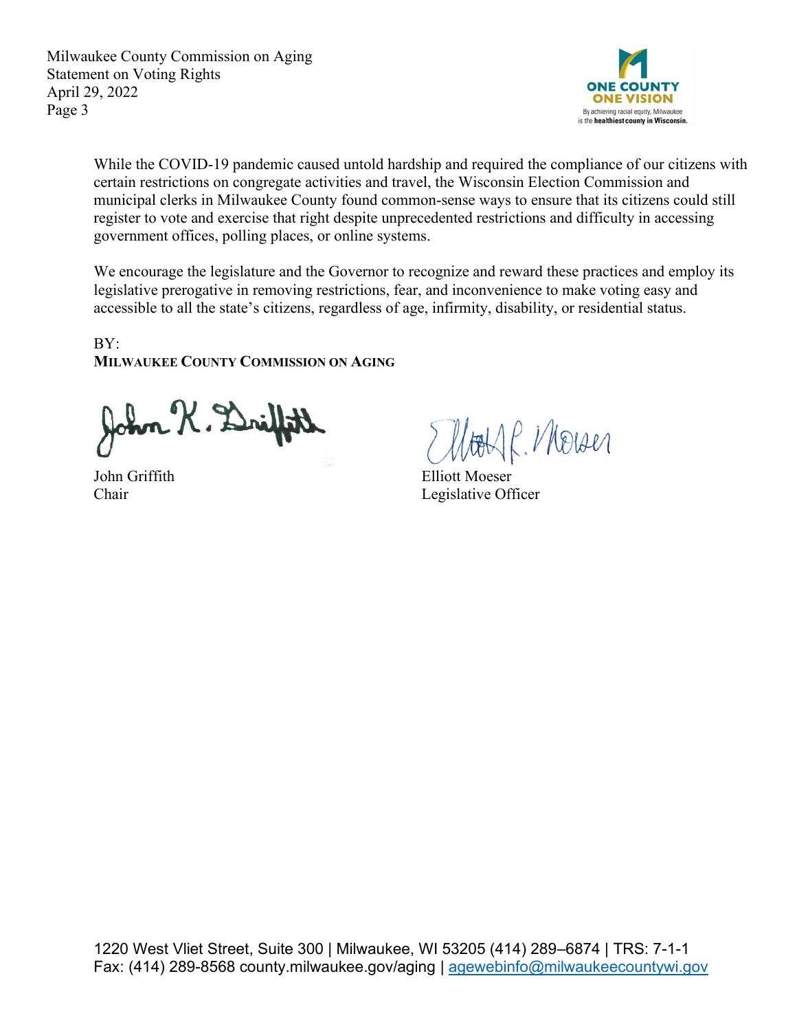While the COVID-19 pandemic caused untold hardship and required the compliance of our citizens with certain restrictions on congregate activities and travel, the Wisconsin Election Commission and municipal clerks in Milwaukee County found common-sense ways to ensure that its citizens could still register to vote and exercise that right despite unprecedented restrictions and difficulty in accessing government offices, polling places, or online systems.

We encourage the legislature and the Governor to recognize and reward these practices and employ its legislative prerogative in removing restrictions, fear, and inconvenience to make voting easy and accessible to all the state's citizens, regardless of age, infirmity, disability, or residential status.

BY:
**MILWAUKEE COUNTY COMMISSION ON AGING**

John Griffith
Chair

Elliott Moeser
Legislative Officer

1220 West Vliet Street, Suite 300 | Milwaukee, WI 53205 (414) 289–6874 | TRS: 7-1-1
Fax: (414) 289-8568 county.milwaukee.gov/aging | agewebinfo@milwaukeecountywi.gov